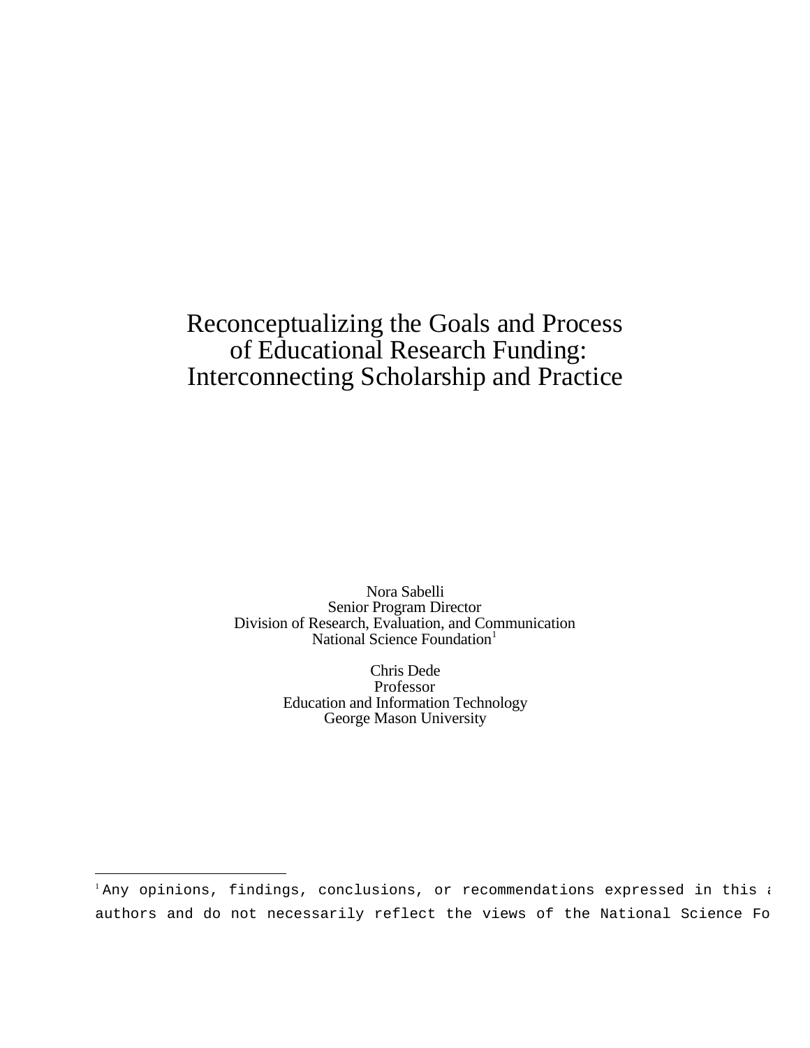# Reconceptualizing the Goals and Process of Educational Research Funding: Interconnecting Scholarship and Practice

Nora Sabelli
Senior Program Director
Division of Research, Evaluation, and Communication
National Science Foundation[1]

Chris Dede
Professor
Education and Information Technology
George Mason University

---

[1] Any opinions, findings, conclusions, or recommendations expressed in this a
authors and do not necessarily reflect the views of the National Science Fo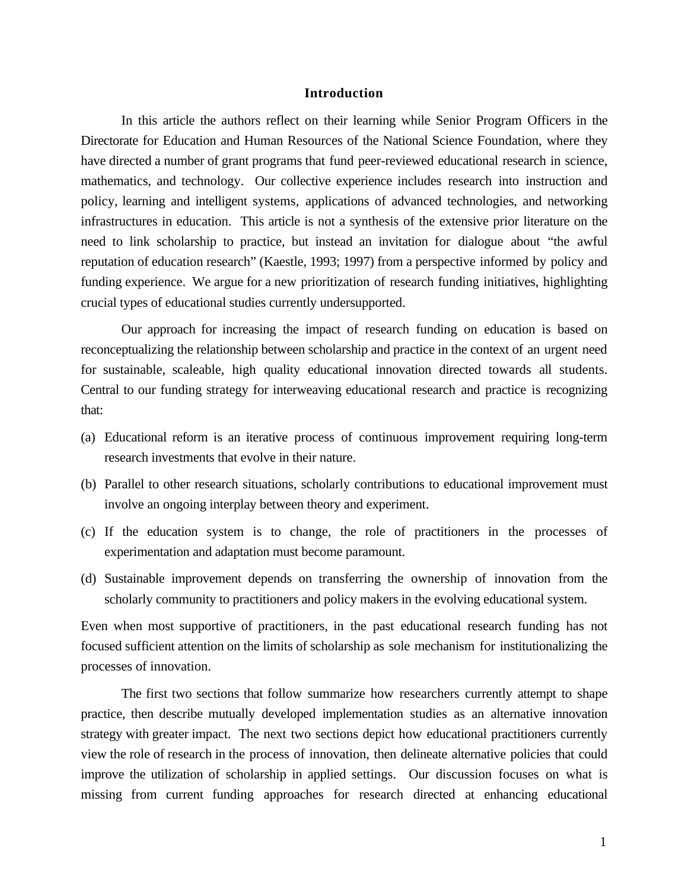## Introduction

In this article the authors reflect on their learning while Senior Program Officers in the Directorate for Education and Human Resources of the National Science Foundation, where they have directed a number of grant programs that fund peer-reviewed educational research in science, mathematics, and technology. Our collective experience includes research into instruction and policy, learning and intelligent systems, applications of advanced technologies, and networking infrastructures in education. This article is not a synthesis of the extensive prior literature on the need to link scholarship to practice, but instead an invitation for dialogue about "the awful reputation of education research" (Kaestle, 1993; 1997) from a perspective informed by policy and funding experience. We argue for a new prioritization of research funding initiatives, highlighting crucial types of educational studies currently undersupported.

Our approach for increasing the impact of research funding on education is based on reconceptualizing the relationship between scholarship and practice in the context of an urgent need for sustainable, scaleable, high quality educational innovation directed towards all students. Central to our funding strategy for interweaving educational research and practice is recognizing that:

(a) Educational reform is an iterative process of continuous improvement requiring long-term research investments that evolve in their nature.

(b) Parallel to other research situations, scholarly contributions to educational improvement must involve an ongoing interplay between theory and experiment.

(c) If the education system is to change, the role of practitioners in the processes of experimentation and adaptation must become paramount.

(d) Sustainable improvement depends on transferring the ownership of innovation from the scholarly community to practitioners and policy makers in the evolving educational system.

Even when most supportive of practitioners, in the past educational research funding has not focused sufficient attention on the limits of scholarship as sole mechanism for institutionalizing the processes of innovation.

The first two sections that follow summarize how researchers currently attempt to shape practice, then describe mutually developed implementation studies as an alternative innovation strategy with greater impact. The next two sections depict how educational practitioners currently view the role of research in the process of innovation, then delineate alternative policies that could improve the utilization of scholarship in applied settings. Our discussion focuses on what is missing from current funding approaches for research directed at enhancing educational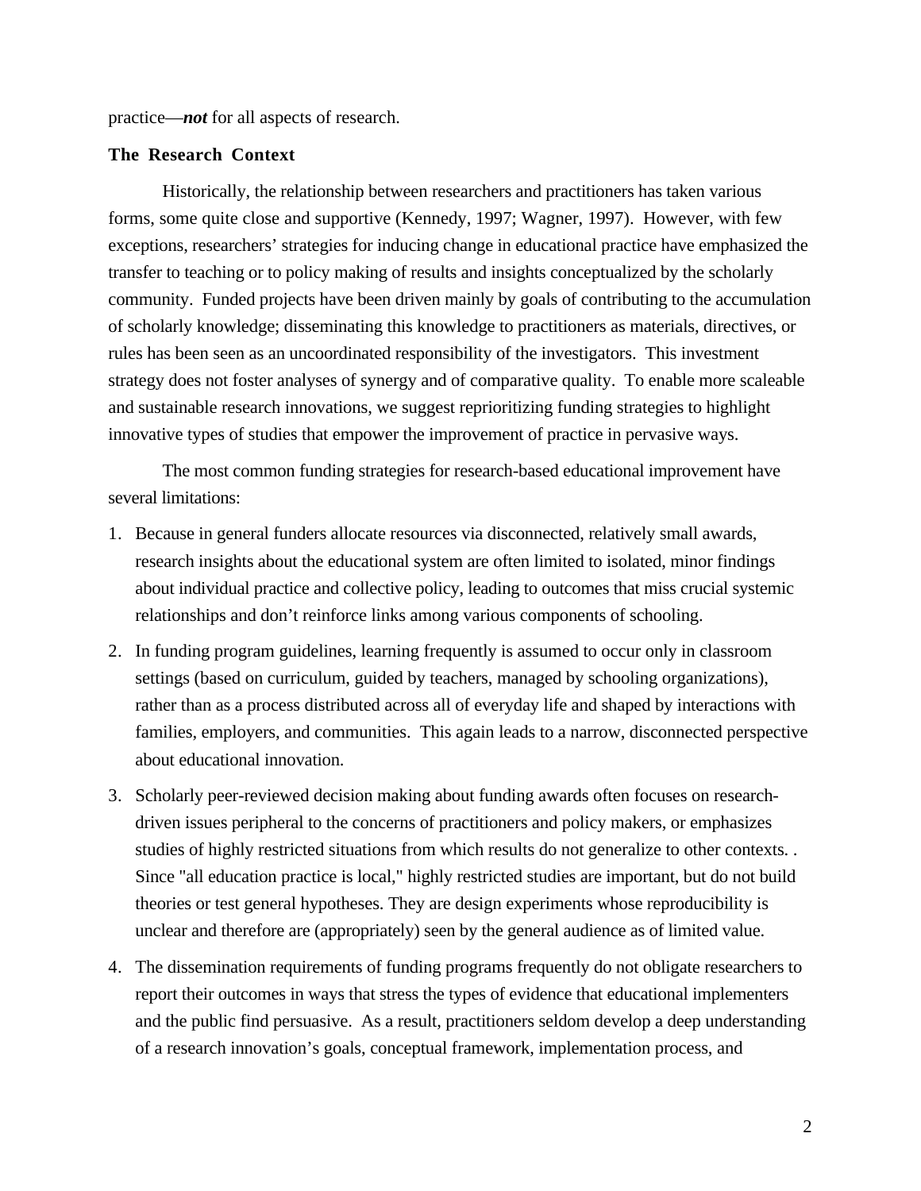practice—***not*** for all aspects of research.

**The Research Context**

Historically, the relationship between researchers and practitioners has taken various forms, some quite close and supportive (Kennedy, 1997; Wagner, 1997). However, with few exceptions, researchers' strategies for inducing change in educational practice have emphasized the transfer to teaching or to policy making of results and insights conceptualized by the scholarly community. Funded projects have been driven mainly by goals of contributing to the accumulation of scholarly knowledge; disseminating this knowledge to practitioners as materials, directives, or rules has been seen as an uncoordinated responsibility of the investigators. This investment strategy does not foster analyses of synergy and of comparative quality. To enable more scaleable and sustainable research innovations, we suggest reprioritizing funding strategies to highlight innovative types of studies that empower the improvement of practice in pervasive ways.

The most common funding strategies for research-based educational improvement have several limitations:

1. Because in general funders allocate resources via disconnected, relatively small awards, research insights about the educational system are often limited to isolated, minor findings about individual practice and collective policy, leading to outcomes that miss crucial systemic relationships and don't reinforce links among various components of schooling.
2. In funding program guidelines, learning frequently is assumed to occur only in classroom settings (based on curriculum, guided by teachers, managed by schooling organizations), rather than as a process distributed across all of everyday life and shaped by interactions with families, employers, and communities. This again leads to a narrow, disconnected perspective about educational innovation.
3. Scholarly peer-reviewed decision making about funding awards often focuses on research-driven issues peripheral to the concerns of practitioners and policy makers, or emphasizes studies of highly restricted situations from which results do not generalize to other contexts. . Since "all education practice is local," highly restricted studies are important, but do not build theories or test general hypotheses. They are design experiments whose reproducibility is unclear and therefore are (appropriately) seen by the general audience as of limited value.
4. The dissemination requirements of funding programs frequently do not obligate researchers to report their outcomes in ways that stress the types of evidence that educational implementers and the public find persuasive. As a result, practitioners seldom develop a deep understanding of a research innovation's goals, conceptual framework, implementation process, and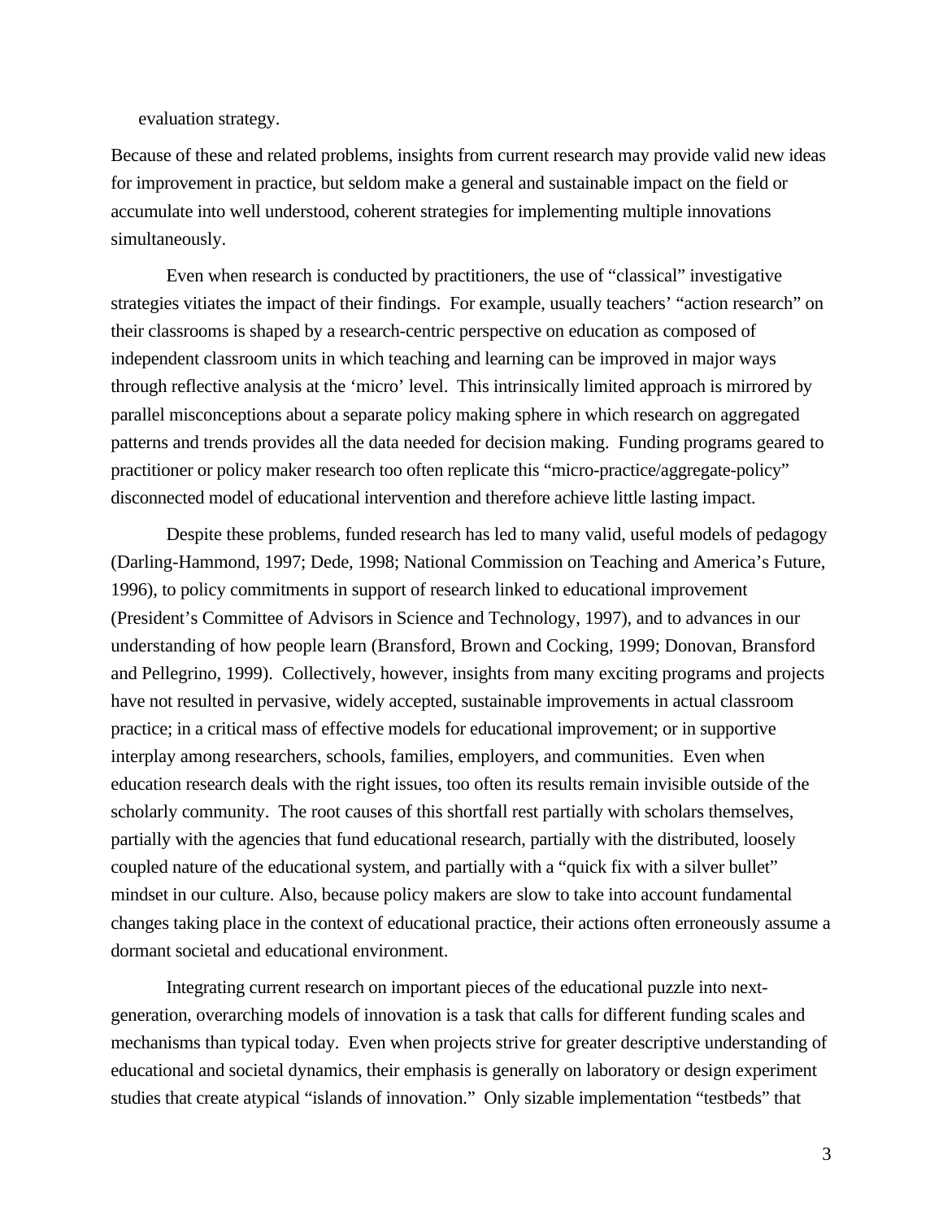evaluation strategy.

Because of these and related problems, insights from current research may provide valid new ideas for improvement in practice, but seldom make a general and sustainable impact on the field or accumulate into well understood, coherent strategies for implementing multiple innovations simultaneously.

Even when research is conducted by practitioners, the use of "classical" investigative strategies vitiates the impact of their findings. For example, usually teachers' "action research" on their classrooms is shaped by a research-centric perspective on education as composed of independent classroom units in which teaching and learning can be improved in major ways through reflective analysis at the 'micro' level. This intrinsically limited approach is mirrored by parallel misconceptions about a separate policy making sphere in which research on aggregated patterns and trends provides all the data needed for decision making. Funding programs geared to practitioner or policy maker research too often replicate this "micro-practice/aggregate-policy" disconnected model of educational intervention and therefore achieve little lasting impact.

Despite these problems, funded research has led to many valid, useful models of pedagogy (Darling-Hammond, 1997; Dede, 1998; National Commission on Teaching and America's Future, 1996), to policy commitments in support of research linked to educational improvement (President's Committee of Advisors in Science and Technology, 1997), and to advances in our understanding of how people learn (Bransford, Brown and Cocking, 1999; Donovan, Bransford and Pellegrino, 1999). Collectively, however, insights from many exciting programs and projects have not resulted in pervasive, widely accepted, sustainable improvements in actual classroom practice; in a critical mass of effective models for educational improvement; or in supportive interplay among researchers, schools, families, employers, and communities. Even when education research deals with the right issues, too often its results remain invisible outside of the scholarly community. The root causes of this shortfall rest partially with scholars themselves, partially with the agencies that fund educational research, partially with the distributed, loosely coupled nature of the educational system, and partially with a "quick fix with a silver bullet" mindset in our culture. Also, because policy makers are slow to take into account fundamental changes taking place in the context of educational practice, their actions often erroneously assume a dormant societal and educational environment.

Integrating current research on important pieces of the educational puzzle into next-generation, overarching models of innovation is a task that calls for different funding scales and mechanisms than typical today. Even when projects strive for greater descriptive understanding of educational and societal dynamics, their emphasis is generally on laboratory or design experiment studies that create atypical "islands of innovation." Only sizable implementation "testbeds" that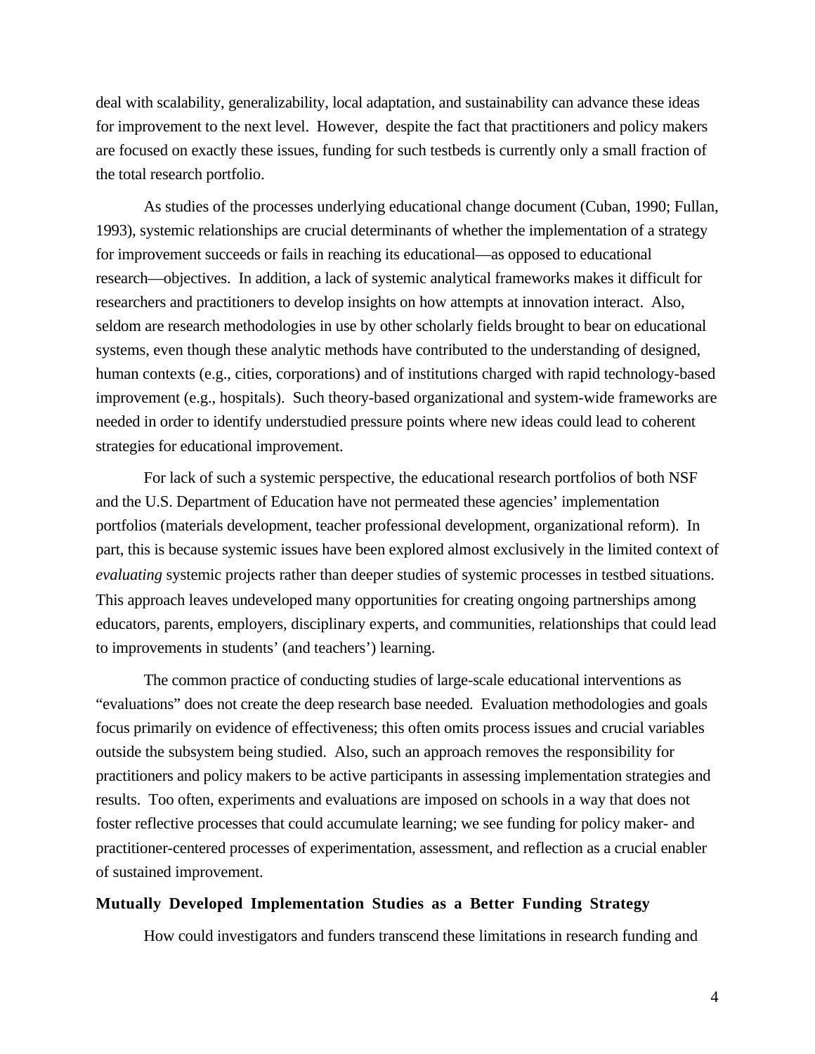deal with scalability, generalizability, local adaptation, and sustainability can advance these ideas for improvement to the next level. However, despite the fact that practitioners and policy makers are focused on exactly these issues, funding for such testbeds is currently only a small fraction of the total research portfolio.

As studies of the processes underlying educational change document (Cuban, 1990; Fullan, 1993), systemic relationships are crucial determinants of whether the implementation of a strategy for improvement succeeds or fails in reaching its educational—as opposed to educational research—objectives. In addition, a lack of systemic analytical frameworks makes it difficult for researchers and practitioners to develop insights on how attempts at innovation interact. Also, seldom are research methodologies in use by other scholarly fields brought to bear on educational systems, even though these analytic methods have contributed to the understanding of designed, human contexts (e.g., cities, corporations) and of institutions charged with rapid technology-based improvement (e.g., hospitals). Such theory-based organizational and system-wide frameworks are needed in order to identify understudied pressure points where new ideas could lead to coherent strategies for educational improvement.

For lack of such a systemic perspective, the educational research portfolios of both NSF and the U.S. Department of Education have not permeated these agencies' implementation portfolios (materials development, teacher professional development, organizational reform). In part, this is because systemic issues have been explored almost exclusively in the limited context of *evaluating* systemic projects rather than deeper studies of systemic processes in testbed situations. This approach leaves undeveloped many opportunities for creating ongoing partnerships among educators, parents, employers, disciplinary experts, and communities, relationships that could lead to improvements in students' (and teachers') learning.

The common practice of conducting studies of large-scale educational interventions as "evaluations" does not create the deep research base needed. Evaluation methodologies and goals focus primarily on evidence of effectiveness; this often omits process issues and crucial variables outside the subsystem being studied. Also, such an approach removes the responsibility for practitioners and policy makers to be active participants in assessing implementation strategies and results. Too often, experiments and evaluations are imposed on schools in a way that does not foster reflective processes that could accumulate learning; we see funding for policy maker- and practitioner-centered processes of experimentation, assessment, and reflection as a crucial enabler of sustained improvement.

### Mutually Developed Implementation Studies as a Better Funding Strategy

How could investigators and funders transcend these limitations in research funding and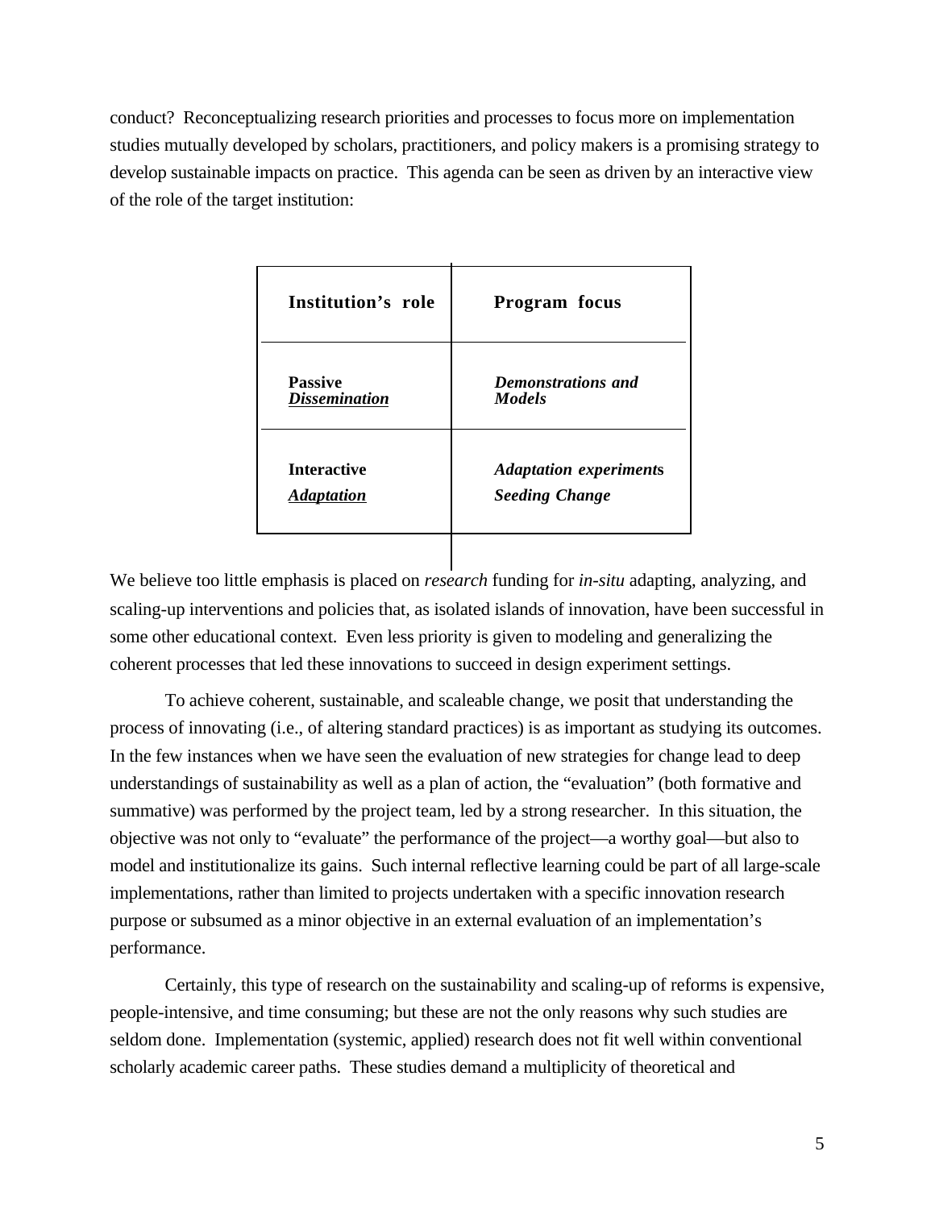conduct? Reconceptualizing research priorities and processes to focus more on implementation studies mutually developed by scholars, practitioners, and policy makers is a promising strategy to develop sustainable impacts on practice. This agenda can be seen as driven by an interactive view of the role of the target institution:

| **Institution's role** | **Program focus** |
|---|---|
| **Passive** ***Dissemination*** | ***Demonstrations and Models*** |
| **Interactive** ***Adaptation*** | ***Adaptation experiments*** ***Seeding Change*** |

We believe too little emphasis is placed on *research* funding for *in-situ* adapting, analyzing, and scaling-up interventions and policies that, as isolated islands of innovation, have been successful in some other educational context. Even less priority is given to modeling and generalizing the coherent processes that led these innovations to succeed in design experiment settings.

To achieve coherent, sustainable, and scaleable change, we posit that understanding the process of innovating (i.e., of altering standard practices) is as important as studying its outcomes. In the few instances when we have seen the evaluation of new strategies for change lead to deep understandings of sustainability as well as a plan of action, the "evaluation" (both formative and summative) was performed by the project team, led by a strong researcher. In this situation, the objective was not only to "evaluate" the performance of the project—a worthy goal—but also to model and institutionalize its gains. Such internal reflective learning could be part of all large-scale implementations, rather than limited to projects undertaken with a specific innovation research purpose or subsumed as a minor objective in an external evaluation of an implementation's performance.

Certainly, this type of research on the sustainability and scaling-up of reforms is expensive, people-intensive, and time consuming; but these are not the only reasons why such studies are seldom done. Implementation (systemic, applied) research does not fit well within conventional scholarly academic career paths. These studies demand a multiplicity of theoretical and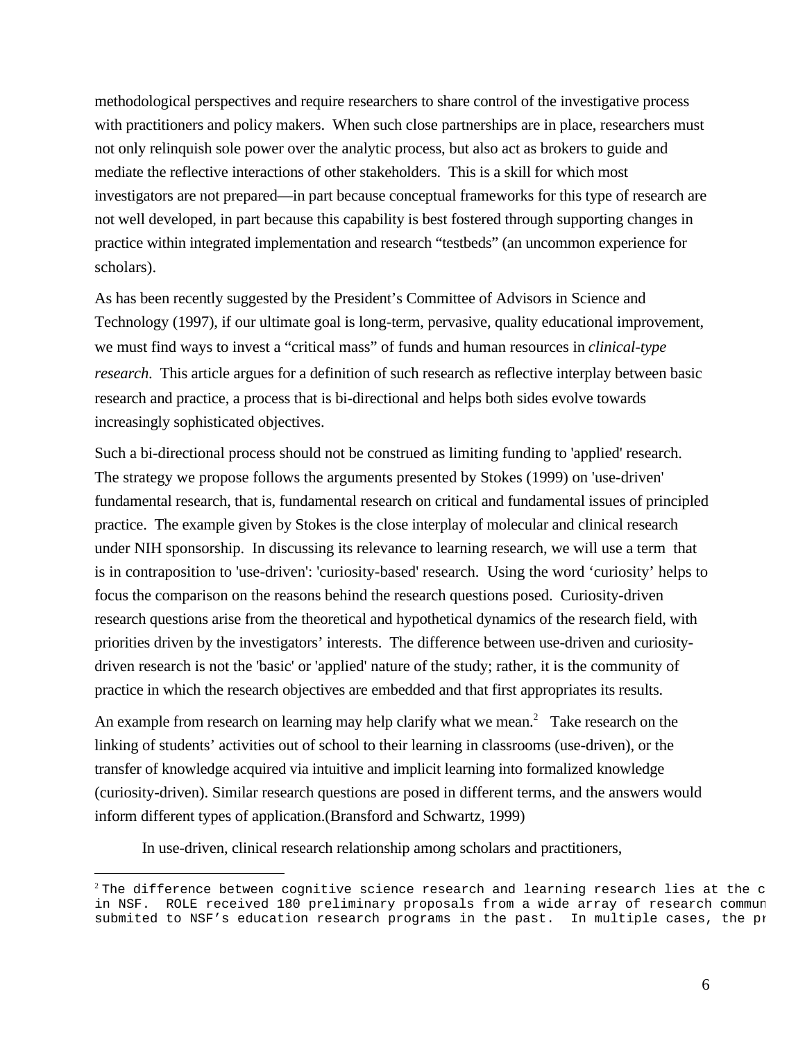methodological perspectives and require researchers to share control of the investigative process with practitioners and policy makers. When such close partnerships are in place, researchers must not only relinquish sole power over the analytic process, but also act as brokers to guide and mediate the reflective interactions of other stakeholders. This is a skill for which most investigators are not prepared—in part because conceptual frameworks for this type of research are not well developed, in part because this capability is best fostered through supporting changes in practice within integrated implementation and research "testbeds" (an uncommon experience for scholars).

As has been recently suggested by the President's Committee of Advisors in Science and Technology (1997), if our ultimate goal is long-term, pervasive, quality educational improvement, we must find ways to invest a "critical mass" of funds and human resources in *clinical-type research*. This article argues for a definition of such research as reflective interplay between basic research and practice, a process that is bi-directional and helps both sides evolve towards increasingly sophisticated objectives.

Such a bi-directional process should not be construed as limiting funding to 'applied' research. The strategy we propose follows the arguments presented by Stokes (1999) on 'use-driven' fundamental research, that is, fundamental research on critical and fundamental issues of principled practice. The example given by Stokes is the close interplay of molecular and clinical research under NIH sponsorship. In discussing its relevance to learning research, we will use a term that is in contraposition to 'use-driven': 'curiosity-based' research. Using the word 'curiosity' helps to focus the comparison on the reasons behind the research questions posed. Curiosity-driven research questions arise from the theoretical and hypothetical dynamics of the research field, with priorities driven by the investigators' interests. The difference between use-driven and curiosity-driven research is not the 'basic' or 'applied' nature of the study; rather, it is the community of practice in which the research objectives are embedded and that first appropriates its results.

An example from research on learning may help clarify what we mean.[2] Take research on the linking of students' activities out of school to their learning in classrooms (use-driven), or the transfer of knowledge acquired via intuitive and implicit learning into formalized knowledge (curiosity-driven). Similar research questions are posed in different terms, and the answers would inform different types of application.(Bransford and Schwartz, 1999)

In use-driven, clinical research relationship among scholars and practitioners,

---

[2] The difference between cognitive science research and learning research lies at the c in NSF. ROLE received 180 preliminary proposals from a wide array of research commun submited to NSF's education research programs in the past. In multiple cases, the pr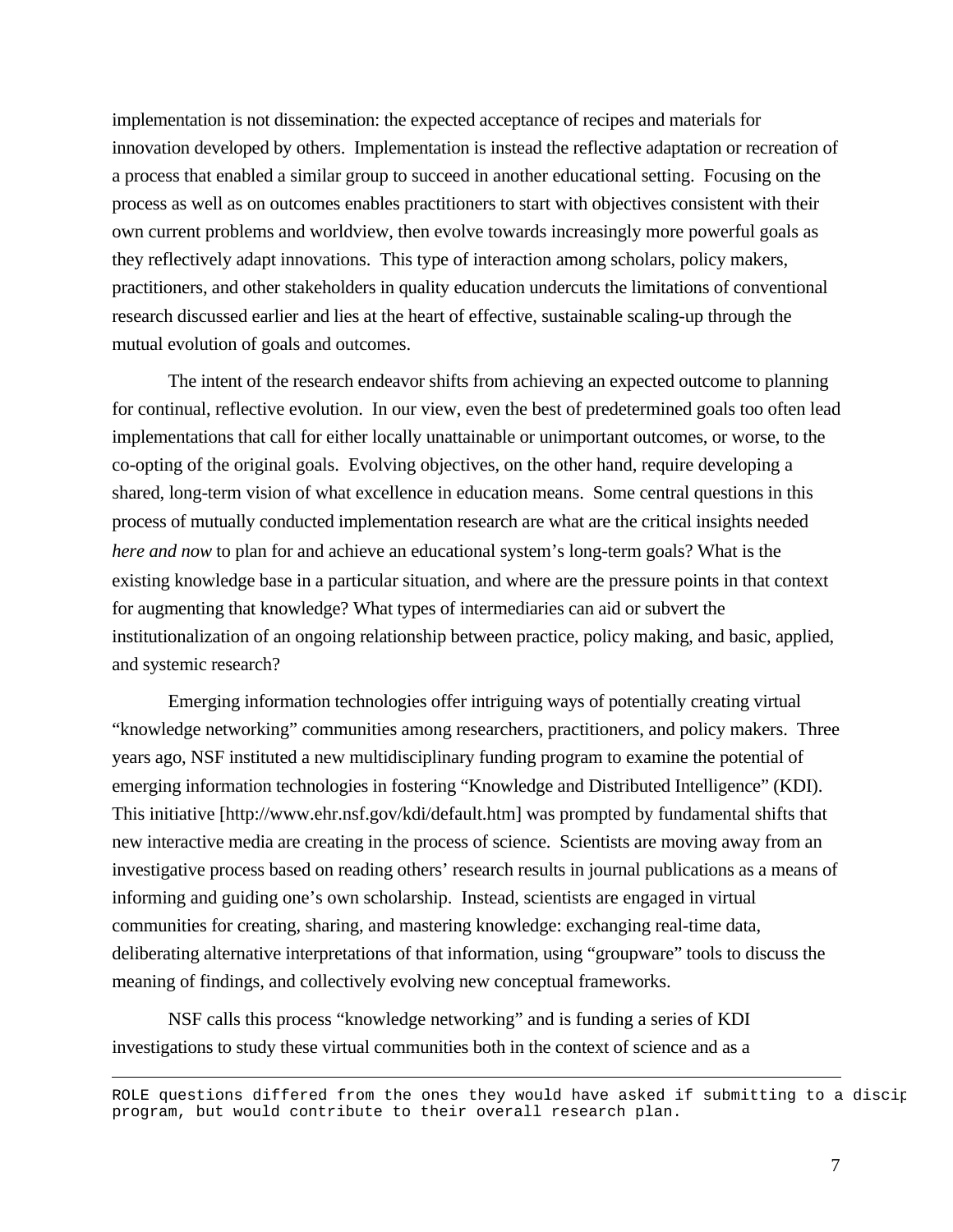implementation is not dissemination: the expected acceptance of recipes and materials for innovation developed by others. Implementation is instead the reflective adaptation or recreation of a process that enabled a similar group to succeed in another educational setting. Focusing on the process as well as on outcomes enables practitioners to start with objectives consistent with their own current problems and worldview, then evolve towards increasingly more powerful goals as they reflectively adapt innovations. This type of interaction among scholars, policy makers, practitioners, and other stakeholders in quality education undercuts the limitations of conventional research discussed earlier and lies at the heart of effective, sustainable scaling-up through the mutual evolution of goals and outcomes.

The intent of the research endeavor shifts from achieving an expected outcome to planning for continual, reflective evolution. In our view, even the best of predetermined goals too often lead implementations that call for either locally unattainable or unimportant outcomes, or worse, to the co-opting of the original goals. Evolving objectives, on the other hand, require developing a shared, long-term vision of what excellence in education means. Some central questions in this process of mutually conducted implementation research are what are the critical insights needed *here and now* to plan for and achieve an educational system's long-term goals? What is the existing knowledge base in a particular situation, and where are the pressure points in that context for augmenting that knowledge? What types of intermediaries can aid or subvert the institutionalization of an ongoing relationship between practice, policy making, and basic, applied, and systemic research?

Emerging information technologies offer intriguing ways of potentially creating virtual "knowledge networking" communities among researchers, practitioners, and policy makers. Three years ago, NSF instituted a new multidisciplinary funding program to examine the potential of emerging information technologies in fostering "Knowledge and Distributed Intelligence" (KDI). This initiative [http://www.ehr.nsf.gov/kdi/default.htm] was prompted by fundamental shifts that new interactive media are creating in the process of science. Scientists are moving away from an investigative process based on reading others' research results in journal publications as a means of informing and guiding one's own scholarship. Instead, scientists are engaged in virtual communities for creating, sharing, and mastering knowledge: exchanging real-time data, deliberating alternative interpretations of that information, using "groupware" tools to discuss the meaning of findings, and collectively evolving new conceptual frameworks.

NSF calls this process "knowledge networking" and is funding a series of KDI investigations to study these virtual communities both in the context of science and as a

---

ROLE questions differed from the ones they would have asked if submitting to a discip program, but would contribute to their overall research plan.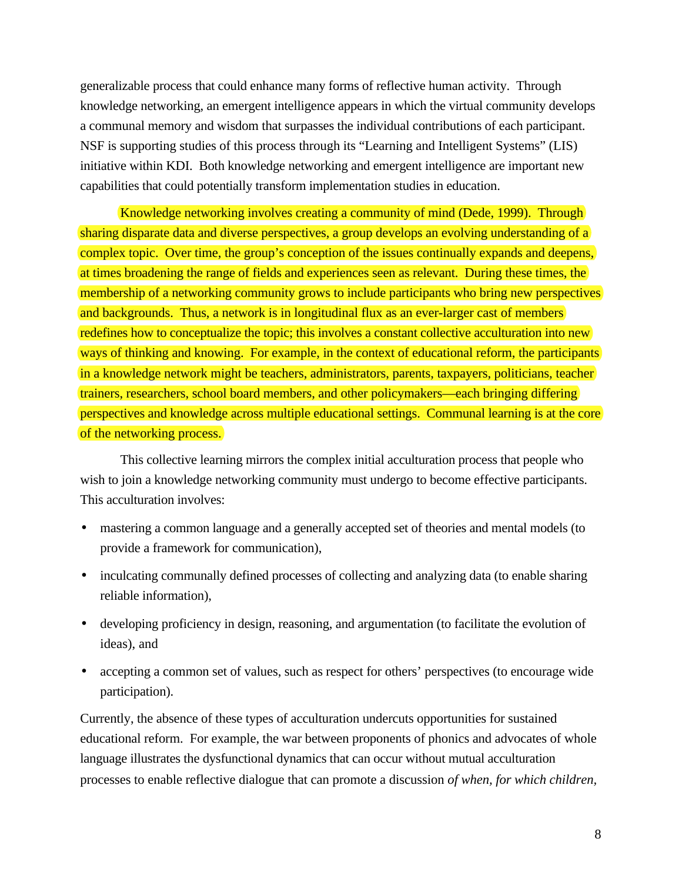generalizable process that could enhance many forms of reflective human activity. Through knowledge networking, an emergent intelligence appears in which the virtual community develops a communal memory and wisdom that surpasses the individual contributions of each participant. NSF is supporting studies of this process through its "Learning and Intelligent Systems" (LIS) initiative within KDI. Both knowledge networking and emergent intelligence are important new capabilities that could potentially transform implementation studies in education.

Knowledge networking involves creating a community of mind (Dede, 1999). Through sharing disparate data and diverse perspectives, a group develops an evolving understanding of a complex topic. Over time, the group's conception of the issues continually expands and deepens, at times broadening the range of fields and experiences seen as relevant. During these times, the membership of a networking community grows to include participants who bring new perspectives and backgrounds. Thus, a network is in longitudinal flux as an ever-larger cast of members redefines how to conceptualize the topic; this involves a constant collective acculturation into new ways of thinking and knowing. For example, in the context of educational reform, the participants in a knowledge network might be teachers, administrators, parents, taxpayers, politicians, teacher trainers, researchers, school board members, and other policymakers—each bringing differing perspectives and knowledge across multiple educational settings. Communal learning is at the core of the networking process.

This collective learning mirrors the complex initial acculturation process that people who wish to join a knowledge networking community must undergo to become effective participants. This acculturation involves:

- mastering a common language and a generally accepted set of theories and mental models (to provide a framework for communication),
- inculcating communally defined processes of collecting and analyzing data (to enable sharing reliable information),
- developing proficiency in design, reasoning, and argumentation (to facilitate the evolution of ideas), and
- accepting a common set of values, such as respect for others' perspectives (to encourage wide participation).

Currently, the absence of these types of acculturation undercuts opportunities for sustained educational reform. For example, the war between proponents of phonics and advocates of whole language illustrates the dysfunctional dynamics that can occur without mutual acculturation processes to enable reflective dialogue that can promote a discussion *of when, for which children,*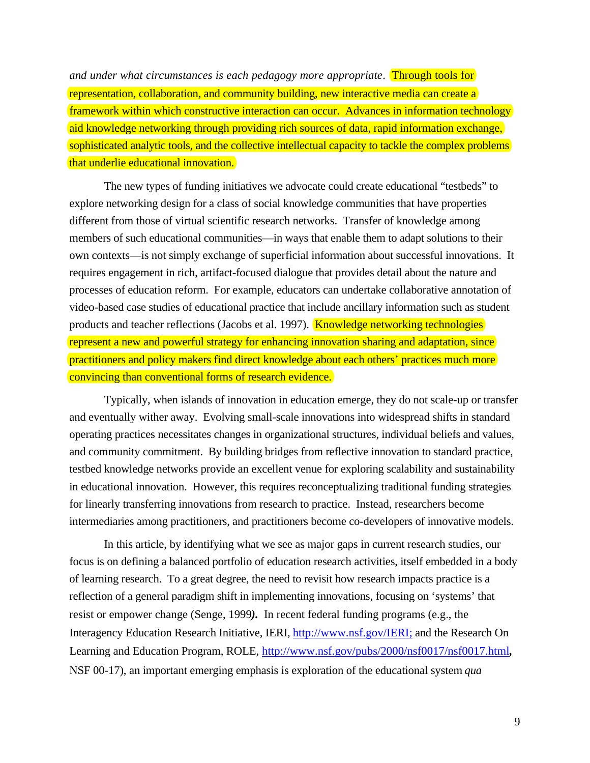*and under what circumstances is each pedagogy more appropriate*. Through tools for representation, collaboration, and community building, new interactive media can create a framework within which constructive interaction can occur. Advances in information technology aid knowledge networking through providing rich sources of data, rapid information exchange, sophisticated analytic tools, and the collective intellectual capacity to tackle the complex problems that underlie educational innovation.

The new types of funding initiatives we advocate could create educational "testbeds" to explore networking design for a class of social knowledge communities that have properties different from those of virtual scientific research networks. Transfer of knowledge among members of such educational communities—in ways that enable them to adapt solutions to their own contexts—is not simply exchange of superficial information about successful innovations. It requires engagement in rich, artifact-focused dialogue that provides detail about the nature and processes of education reform. For example, educators can undertake collaborative annotation of video-based case studies of educational practice that include ancillary information such as student products and teacher reflections (Jacobs et al. 1997). Knowledge networking technologies represent a new and powerful strategy for enhancing innovation sharing and adaptation, since practitioners and policy makers find direct knowledge about each others' practices much more convincing than conventional forms of research evidence.

Typically, when islands of innovation in education emerge, they do not scale-up or transfer and eventually wither away. Evolving small-scale innovations into widespread shifts in standard operating practices necessitates changes in organizational structures, individual beliefs and values, and community commitment. By building bridges from reflective innovation to standard practice, testbed knowledge networks provide an excellent venue for exploring scalability and sustainability in educational innovation. However, this requires reconceptualizing traditional funding strategies for linearly transferring innovations from research to practice. Instead, researchers become intermediaries among practitioners, and practitioners become co-developers of innovative models.

In this article, by identifying what we see as major gaps in current research studies, our focus is on defining a balanced portfolio of education research activities, itself embedded in a body of learning research. To a great degree, the need to revisit how research impacts practice is a reflection of a general paradigm shift in implementing innovations, focusing on 'systems' that resist or empower change (Senge, 1999***)***. In recent federal funding programs (e.g., the Interagency Education Research Initiative, IERI, http://www.nsf.gov/IERI; and the Research On Learning and Education Program, ROLE, http://www.nsf.gov/pubs/2000/nsf0017/nsf0017.html**,** NSF 00-17), an important emerging emphasis is exploration of the educational system *qua*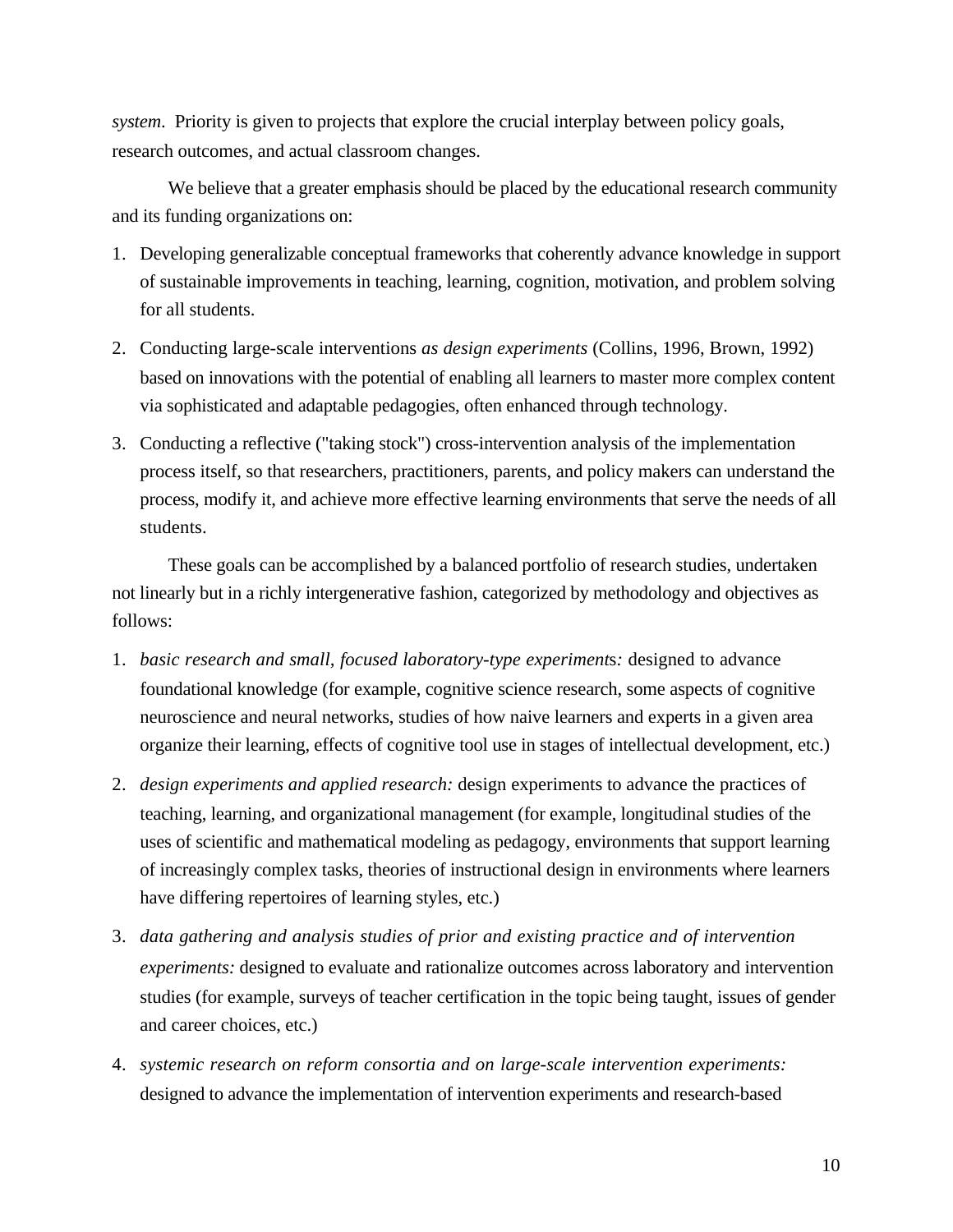*system*. Priority is given to projects that explore the crucial interplay between policy goals, research outcomes, and actual classroom changes.

We believe that a greater emphasis should be placed by the educational research community and its funding organizations on:

1. Developing generalizable conceptual frameworks that coherently advance knowledge in support of sustainable improvements in teaching, learning, cognition, motivation, and problem solving for all students.
2. Conducting large-scale interventions *as design experiments* (Collins, 1996, Brown, 1992) based on innovations with the potential of enabling all learners to master more complex content via sophisticated and adaptable pedagogies, often enhanced through technology.
3. Conducting a reflective ("taking stock") cross-intervention analysis of the implementation process itself, so that researchers, practitioners, parents, and policy makers can understand the process, modify it, and achieve more effective learning environments that serve the needs of all students.

These goals can be accomplished by a balanced portfolio of research studies, undertaken not linearly but in a richly intergenerative fashion, categorized by methodology and objectives as follows:

1. *basic research and small, focused laboratory-type experiments:* designed to advance foundational knowledge (for example, cognitive science research, some aspects of cognitive neuroscience and neural networks, studies of how naive learners and experts in a given area organize their learning, effects of cognitive tool use in stages of intellectual development, etc.)
2. *design experiments and applied research:* design experiments to advance the practices of teaching, learning, and organizational management (for example, longitudinal studies of the uses of scientific and mathematical modeling as pedagogy, environments that support learning of increasingly complex tasks, theories of instructional design in environments where learners have differing repertoires of learning styles, etc.)
3. *data gathering and analysis studies of prior and existing practice and of intervention experiments:* designed to evaluate and rationalize outcomes across laboratory and intervention studies (for example, surveys of teacher certification in the topic being taught, issues of gender and career choices, etc.)
4. *systemic research on reform consortia and on large-scale intervention experiments:* designed to advance the implementation of intervention experiments and research-based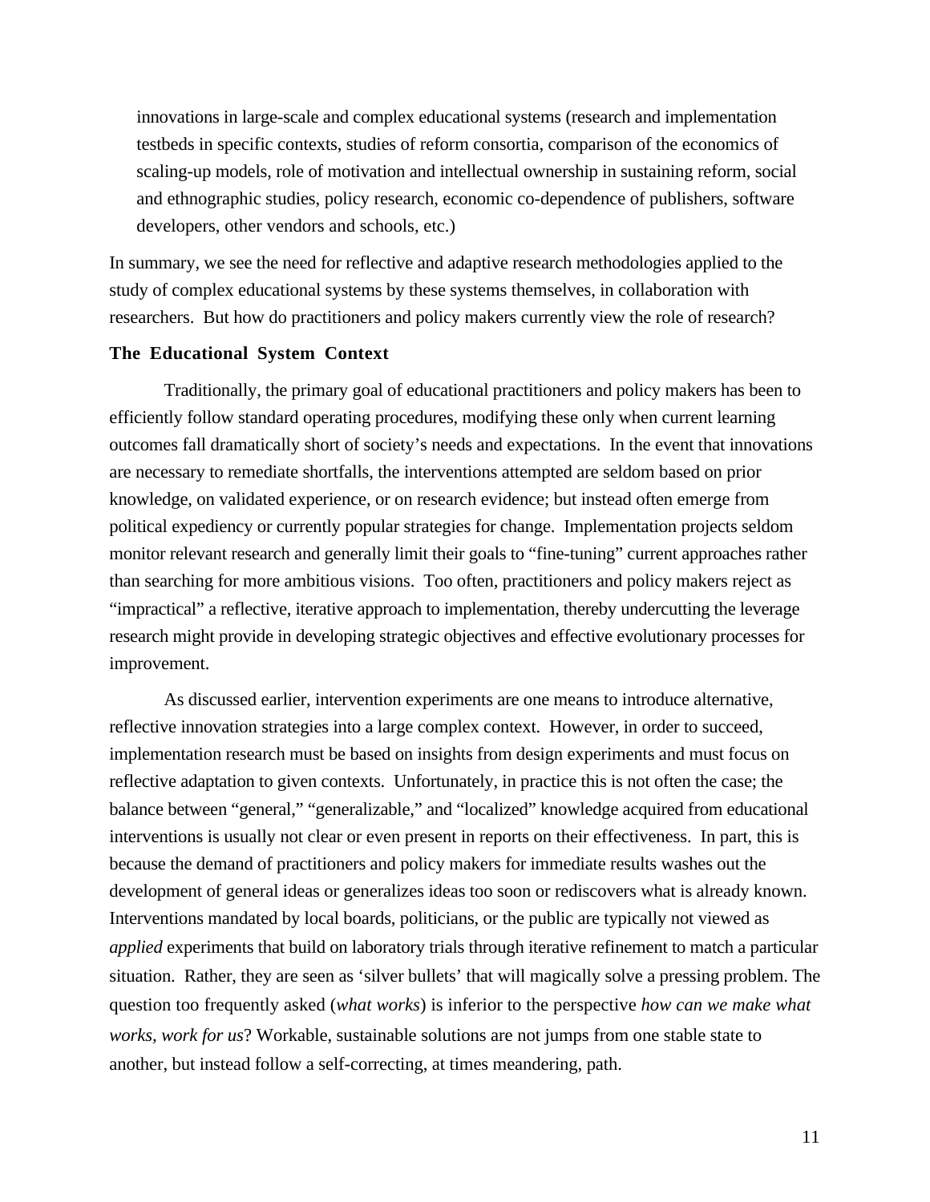innovations in large-scale and complex educational systems (research and implementation testbeds in specific contexts, studies of reform consortia, comparison of the economics of scaling-up models, role of motivation and intellectual ownership in sustaining reform, social and ethnographic studies, policy research, economic co-dependence of publishers, software developers, other vendors and schools, etc.)

In summary, we see the need for reflective and adaptive research methodologies applied to the study of complex educational systems by these systems themselves, in collaboration with researchers. But how do practitioners and policy makers currently view the role of research?

**The Educational System Context**

Traditionally, the primary goal of educational practitioners and policy makers has been to efficiently follow standard operating procedures, modifying these only when current learning outcomes fall dramatically short of society's needs and expectations. In the event that innovations are necessary to remediate shortfalls, the interventions attempted are seldom based on prior knowledge, on validated experience, or on research evidence; but instead often emerge from political expediency or currently popular strategies for change. Implementation projects seldom monitor relevant research and generally limit their goals to "fine-tuning" current approaches rather than searching for more ambitious visions. Too often, practitioners and policy makers reject as "impractical" a reflective, iterative approach to implementation, thereby undercutting the leverage research might provide in developing strategic objectives and effective evolutionary processes for improvement.

As discussed earlier, intervention experiments are one means to introduce alternative, reflective innovation strategies into a large complex context. However, in order to succeed, implementation research must be based on insights from design experiments and must focus on reflective adaptation to given contexts. Unfortunately, in practice this is not often the case; the balance between "general," "generalizable," and "localized" knowledge acquired from educational interventions is usually not clear or even present in reports on their effectiveness. In part, this is because the demand of practitioners and policy makers for immediate results washes out the development of general ideas or generalizes ideas too soon or rediscovers what is already known. Interventions mandated by local boards, politicians, or the public are typically not viewed as *applied* experiments that build on laboratory trials through iterative refinement to match a particular situation. Rather, they are seen as 'silver bullets' that will magically solve a pressing problem. The question too frequently asked (*what works*) is inferior to the perspective *how can we make what works, work for us*? Workable, sustainable solutions are not jumps from one stable state to another, but instead follow a self-correcting, at times meandering, path.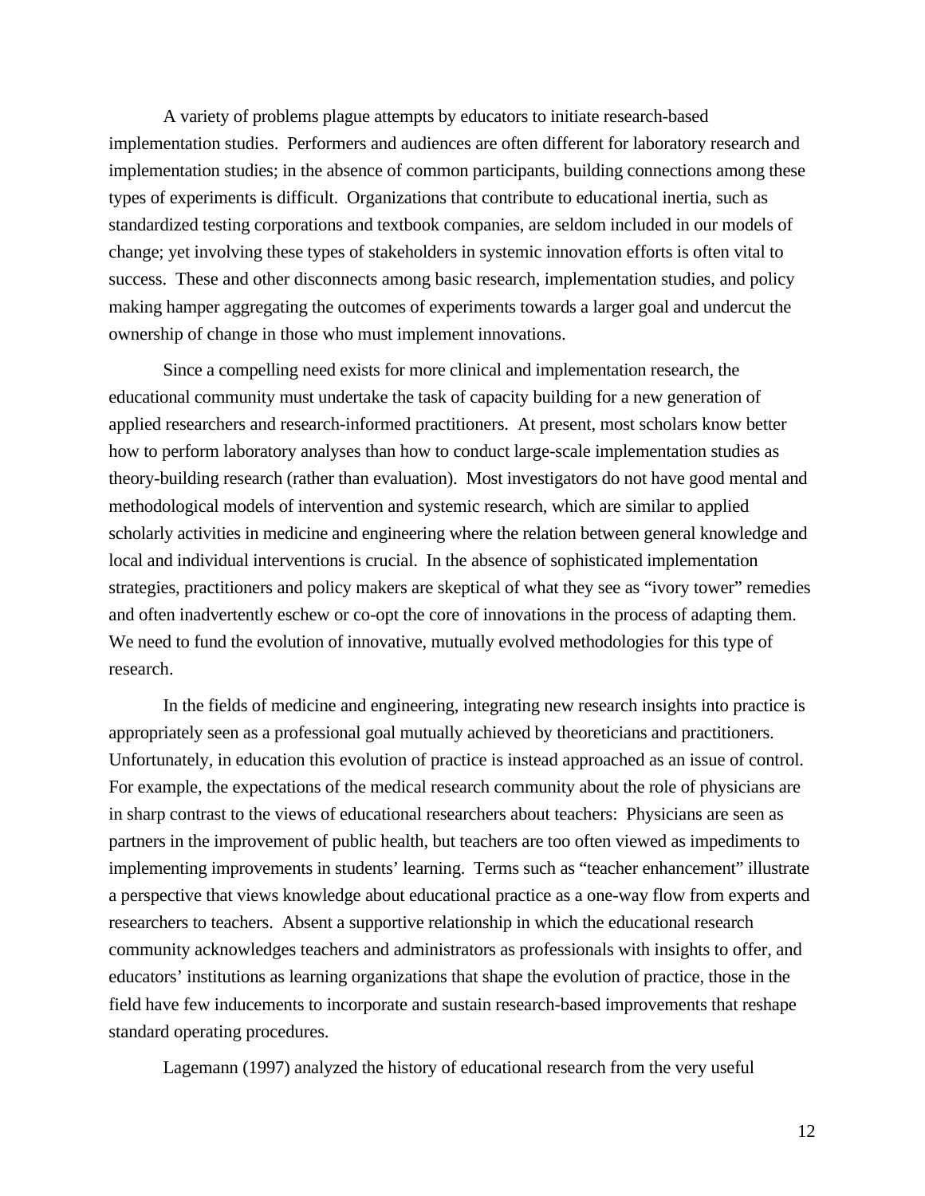A variety of problems plague attempts by educators to initiate research-based implementation studies. Performers and audiences are often different for laboratory research and implementation studies; in the absence of common participants, building connections among these types of experiments is difficult. Organizations that contribute to educational inertia, such as standardized testing corporations and textbook companies, are seldom included in our models of change; yet involving these types of stakeholders in systemic innovation efforts is often vital to success. These and other disconnects among basic research, implementation studies, and policy making hamper aggregating the outcomes of experiments towards a larger goal and undercut the ownership of change in those who must implement innovations.

Since a compelling need exists for more clinical and implementation research, the educational community must undertake the task of capacity building for a new generation of applied researchers and research-informed practitioners. At present, most scholars know better how to perform laboratory analyses than how to conduct large-scale implementation studies as theory-building research (rather than evaluation). Most investigators do not have good mental and methodological models of intervention and systemic research, which are similar to applied scholarly activities in medicine and engineering where the relation between general knowledge and local and individual interventions is crucial. In the absence of sophisticated implementation strategies, practitioners and policy makers are skeptical of what they see as "ivory tower" remedies and often inadvertently eschew or co-opt the core of innovations in the process of adapting them. We need to fund the evolution of innovative, mutually evolved methodologies for this type of research.

In the fields of medicine and engineering, integrating new research insights into practice is appropriately seen as a professional goal mutually achieved by theoreticians and practitioners. Unfortunately, in education this evolution of practice is instead approached as an issue of control. For example, the expectations of the medical research community about the role of physicians are in sharp contrast to the views of educational researchers about teachers: Physicians are seen as partners in the improvement of public health, but teachers are too often viewed as impediments to implementing improvements in students' learning. Terms such as "teacher enhancement" illustrate a perspective that views knowledge about educational practice as a one-way flow from experts and researchers to teachers. Absent a supportive relationship in which the educational research community acknowledges teachers and administrators as professionals with insights to offer, and educators' institutions as learning organizations that shape the evolution of practice, those in the field have few inducements to incorporate and sustain research-based improvements that reshape standard operating procedures.

Lagemann (1997) analyzed the history of educational research from the very useful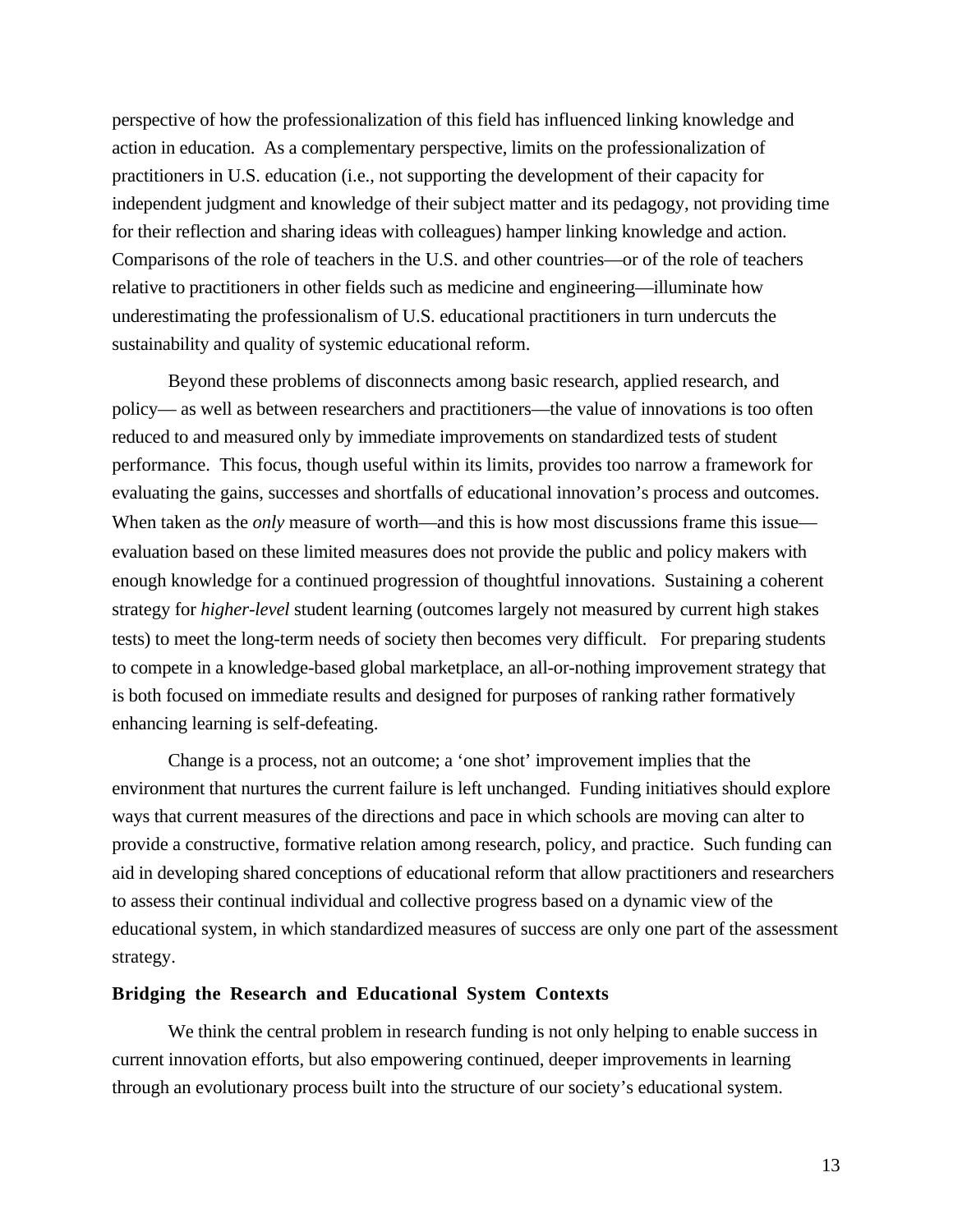perspective of how the professionalization of this field has influenced linking knowledge and action in education. As a complementary perspective, limits on the professionalization of practitioners in U.S. education (i.e., not supporting the development of their capacity for independent judgment and knowledge of their subject matter and its pedagogy, not providing time for their reflection and sharing ideas with colleagues) hamper linking knowledge and action. Comparisons of the role of teachers in the U.S. and other countries—or of the role of teachers relative to practitioners in other fields such as medicine and engineering—illuminate how underestimating the professionalism of U.S. educational practitioners in turn undercuts the sustainability and quality of systemic educational reform.

Beyond these problems of disconnects among basic research, applied research, and policy— as well as between researchers and practitioners—the value of innovations is too often reduced to and measured only by immediate improvements on standardized tests of student performance. This focus, though useful within its limits, provides too narrow a framework for evaluating the gains, successes and shortfalls of educational innovation's process and outcomes. When taken as the *only* measure of worth—and this is how most discussions frame this issue—evaluation based on these limited measures does not provide the public and policy makers with enough knowledge for a continued progression of thoughtful innovations. Sustaining a coherent strategy for *higher-level* student learning (outcomes largely not measured by current high stakes tests) to meet the long-term needs of society then becomes very difficult. For preparing students to compete in a knowledge-based global marketplace, an all-or-nothing improvement strategy that is both focused on immediate results and designed for purposes of ranking rather formatively enhancing learning is self-defeating.

Change is a process, not an outcome; a 'one shot' improvement implies that the environment that nurtures the current failure is left unchanged. Funding initiatives should explore ways that current measures of the directions and pace in which schools are moving can alter to provide a constructive, formative relation among research, policy, and practice. Such funding can aid in developing shared conceptions of educational reform that allow practitioners and researchers to assess their continual individual and collective progress based on a dynamic view of the educational system, in which standardized measures of success are only one part of the assessment strategy.

### Bridging the Research and Educational System Contexts

We think the central problem in research funding is not only helping to enable success in current innovation efforts, but also empowering continued, deeper improvements in learning through an evolutionary process built into the structure of our society's educational system.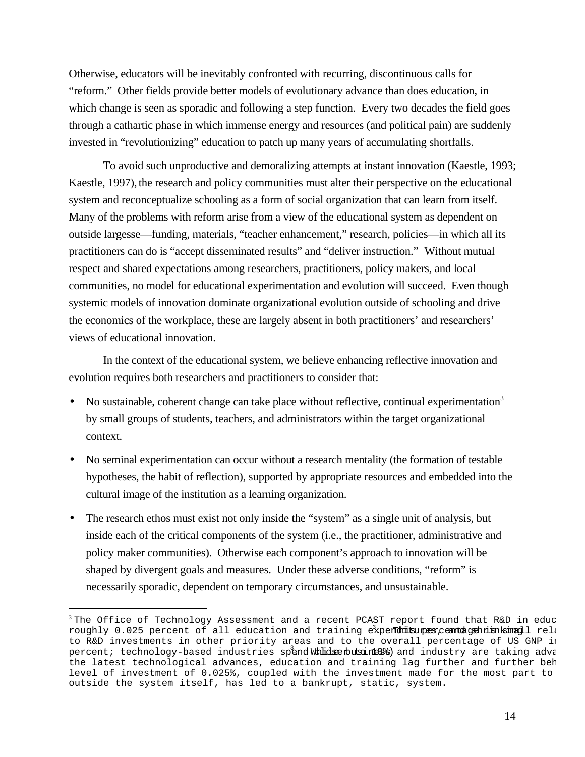Otherwise, educators will be inevitably confronted with recurring, discontinuous calls for "reform." Other fields provide better models of evolutionary advance than does education, in which change is seen as sporadic and following a step function. Every two decades the field goes through a cathartic phase in which immense energy and resources (and political pain) are suddenly invested in "revolutionizing" education to patch up many years of accumulating shortfalls.

To avoid such unproductive and demoralizing attempts at instant innovation (Kaestle, 1993; Kaestle, 1997), the research and policy communities must alter their perspective on the educational system and reconceptualize schooling as a form of social organization that can learn from itself. Many of the problems with reform arise from a view of the educational system as dependent on outside largesse—funding, materials, "teacher enhancement," research, policies—in which all its practitioners can do is "accept disseminated results" and "deliver instruction." Without mutual respect and shared expectations among researchers, practitioners, policy makers, and local communities, no model for educational experimentation and evolution will succeed. Even though systemic models of innovation dominate organizational evolution outside of schooling and drive the economics of the workplace, these are largely absent in both practitioners' and researchers' views of educational innovation.

In the context of the educational system, we believe enhancing reflective innovation and evolution requires both researchers and practitioners to consider that:

- No sustainable, coherent change can take place without reflective, continual experimentation[3] by small groups of students, teachers, and administrators within the target organizational context.
- No seminal experimentation can occur without a research mentality (the formation of testable hypotheses, the habit of reflection), supported by appropriate resources and embedded into the cultural image of the institution as a learning organization.
- The research ethos must exist not only inside the "system" as a single unit of analysis, but inside each of the critical components of the system (i.e., the practitioner, administrative and policy maker communities). Otherwise each component's approach to innovation will be shaped by divergent goals and measures. Under these adverse conditions, "reform" is necessarily sporadic, dependent on temporary circumstances, and unsustainable.

---

[3] The Office of Technology Assessment and a recent PCAST report found that R&D in educ roughly 0.025 percent of all education and training expenditures. This percentage is small rela to R&D investments in other priority areas and to the overall percentage of US GNP in percent; technology-based industries spend close to 10%). While business and industry are taking adva the latest technological advances, education and training lag further and further beh level of investment of 0.025%, coupled with the investment made for the most part to outside the system itself, has led to a bankrupt, static, system.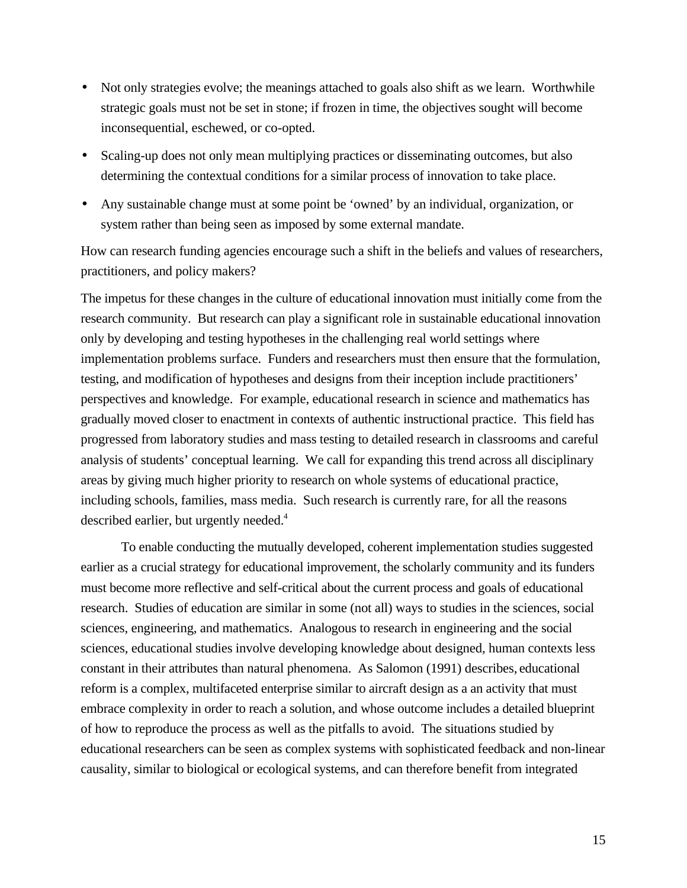- Not only strategies evolve; the meanings attached to goals also shift as we learn. Worthwhile strategic goals must not be set in stone; if frozen in time, the objectives sought will become inconsequential, eschewed, or co-opted.
- Scaling-up does not only mean multiplying practices or disseminating outcomes, but also determining the contextual conditions for a similar process of innovation to take place.
- Any sustainable change must at some point be 'owned' by an individual, organization, or system rather than being seen as imposed by some external mandate.

How can research funding agencies encourage such a shift in the beliefs and values of researchers, practitioners, and policy makers?

The impetus for these changes in the culture of educational innovation must initially come from the research community. But research can play a significant role in sustainable educational innovation only by developing and testing hypotheses in the challenging real world settings where implementation problems surface. Funders and researchers must then ensure that the formulation, testing, and modification of hypotheses and designs from their inception include practitioners' perspectives and knowledge. For example, educational research in science and mathematics has gradually moved closer to enactment in contexts of authentic instructional practice. This field has progressed from laboratory studies and mass testing to detailed research in classrooms and careful analysis of students' conceptual learning. We call for expanding this trend across all disciplinary areas by giving much higher priority to research on whole systems of educational practice, including schools, families, mass media. Such research is currently rare, for all the reasons described earlier, but urgently needed.[4]

To enable conducting the mutually developed, coherent implementation studies suggested earlier as a crucial strategy for educational improvement, the scholarly community and its funders must become more reflective and self-critical about the current process and goals of educational research. Studies of education are similar in some (not all) ways to studies in the sciences, social sciences, engineering, and mathematics. Analogous to research in engineering and the social sciences, educational studies involve developing knowledge about designed, human contexts less constant in their attributes than natural phenomena. As Salomon (1991) describes, educational reform is a complex, multifaceted enterprise similar to aircraft design as a an activity that must embrace complexity in order to reach a solution, and whose outcome includes a detailed blueprint of how to reproduce the process as well as the pitfalls to avoid. The situations studied by educational researchers can be seen as complex systems with sophisticated feedback and non-linear causality, similar to biological or ecological systems, and can therefore benefit from integrated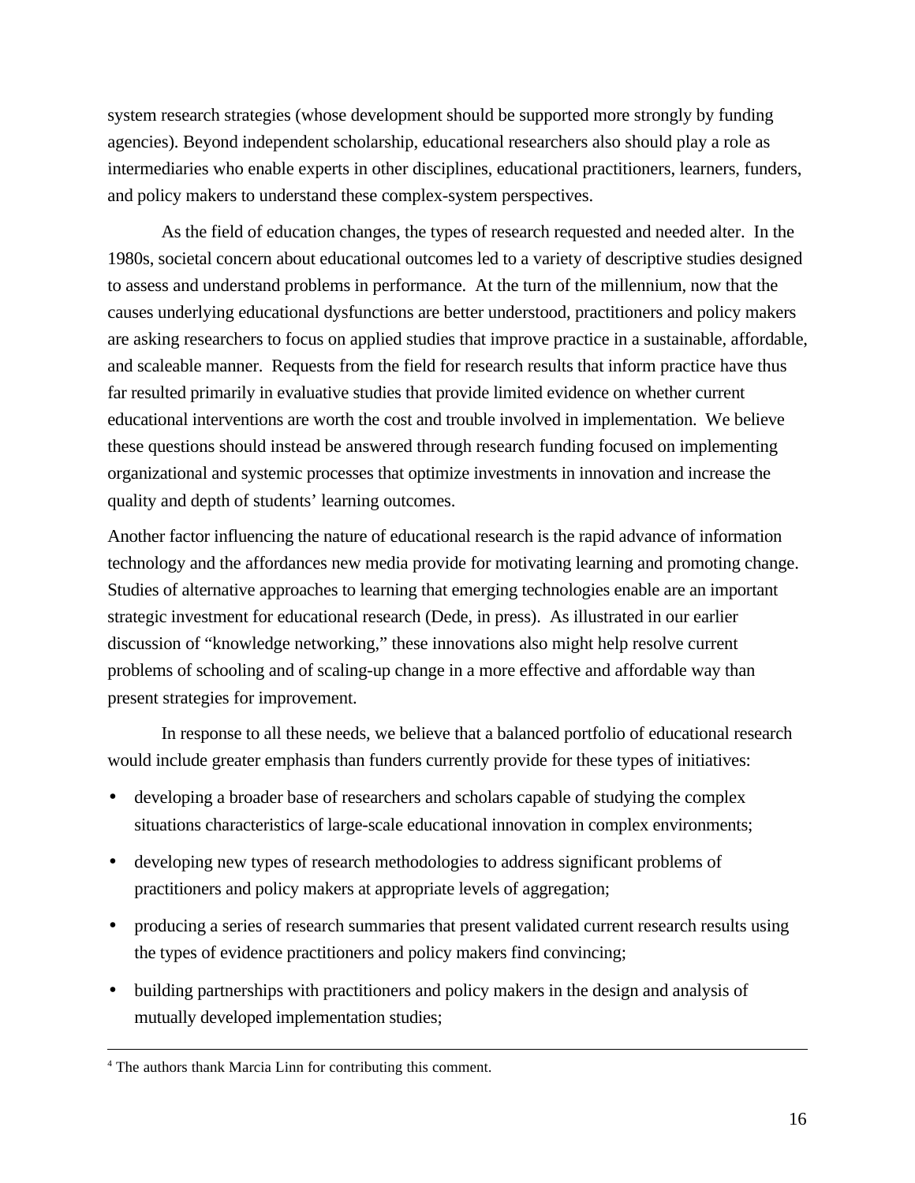system research strategies (whose development should be supported more strongly by funding agencies). Beyond independent scholarship, educational researchers also should play a role as intermediaries who enable experts in other disciplines, educational practitioners, learners, funders, and policy makers to understand these complex-system perspectives.

As the field of education changes, the types of research requested and needed alter. In the 1980s, societal concern about educational outcomes led to a variety of descriptive studies designed to assess and understand problems in performance. At the turn of the millennium, now that the causes underlying educational dysfunctions are better understood, practitioners and policy makers are asking researchers to focus on applied studies that improve practice in a sustainable, affordable, and scaleable manner. Requests from the field for research results that inform practice have thus far resulted primarily in evaluative studies that provide limited evidence on whether current educational interventions are worth the cost and trouble involved in implementation. We believe these questions should instead be answered through research funding focused on implementing organizational and systemic processes that optimize investments in innovation and increase the quality and depth of students' learning outcomes.

Another factor influencing the nature of educational research is the rapid advance of information technology and the affordances new media provide for motivating learning and promoting change. Studies of alternative approaches to learning that emerging technologies enable are an important strategic investment for educational research (Dede, in press). As illustrated in our earlier discussion of "knowledge networking," these innovations also might help resolve current problems of schooling and of scaling-up change in a more effective and affordable way than present strategies for improvement.

In response to all these needs, we believe that a balanced portfolio of educational research would include greater emphasis than funders currently provide for these types of initiatives:

- developing a broader base of researchers and scholars capable of studying the complex situations characteristics of large-scale educational innovation in complex environments;
- developing new types of research methodologies to address significant problems of practitioners and policy makers at appropriate levels of aggregation;
- producing a series of research summaries that present validated current research results using the types of evidence practitioners and policy makers find convincing;
- building partnerships with practitioners and policy makers in the design and analysis of mutually developed implementation studies;

---

[4] The authors thank Marcia Linn for contributing this comment.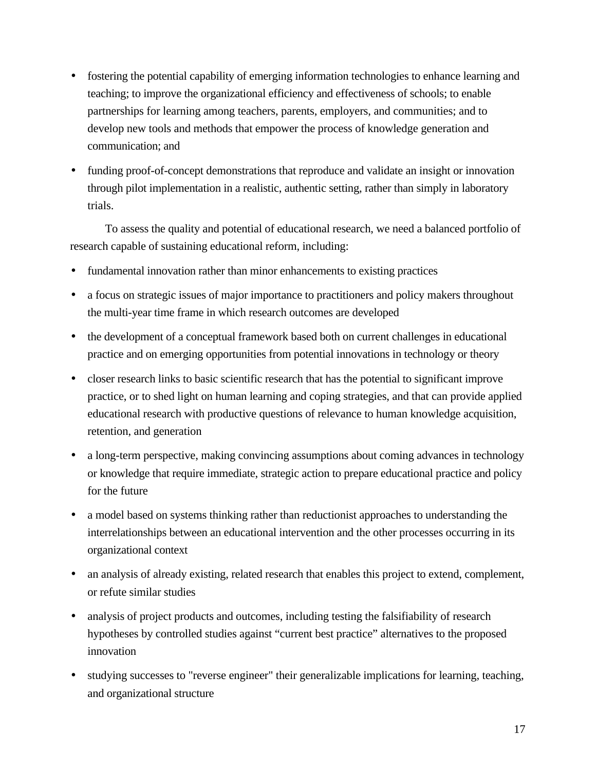- fostering the potential capability of emerging information technologies to enhance learning and teaching; to improve the organizational efficiency and effectiveness of schools; to enable partnerships for learning among teachers, parents, employers, and communities; and to develop new tools and methods that empower the process of knowledge generation and communication; and
- funding proof-of-concept demonstrations that reproduce and validate an insight or innovation through pilot implementation in a realistic, authentic setting, rather than simply in laboratory trials.

To assess the quality and potential of educational research, we need a balanced portfolio of research capable of sustaining educational reform, including:

- fundamental innovation rather than minor enhancements to existing practices
- a focus on strategic issues of major importance to practitioners and policy makers throughout the multi-year time frame in which research outcomes are developed
- the development of a conceptual framework based both on current challenges in educational practice and on emerging opportunities from potential innovations in technology or theory
- closer research links to basic scientific research that has the potential to significant improve practice, or to shed light on human learning and coping strategies, and that can provide applied educational research with productive questions of relevance to human knowledge acquisition, retention, and generation
- a long-term perspective, making convincing assumptions about coming advances in technology or knowledge that require immediate, strategic action to prepare educational practice and policy for the future
- a model based on systems thinking rather than reductionist approaches to understanding the interrelationships between an educational intervention and the other processes occurring in its organizational context
- an analysis of already existing, related research that enables this project to extend, complement, or refute similar studies
- analysis of project products and outcomes, including testing the falsifiability of research hypotheses by controlled studies against "current best practice" alternatives to the proposed innovation
- studying successes to "reverse engineer" their generalizable implications for learning, teaching, and organizational structure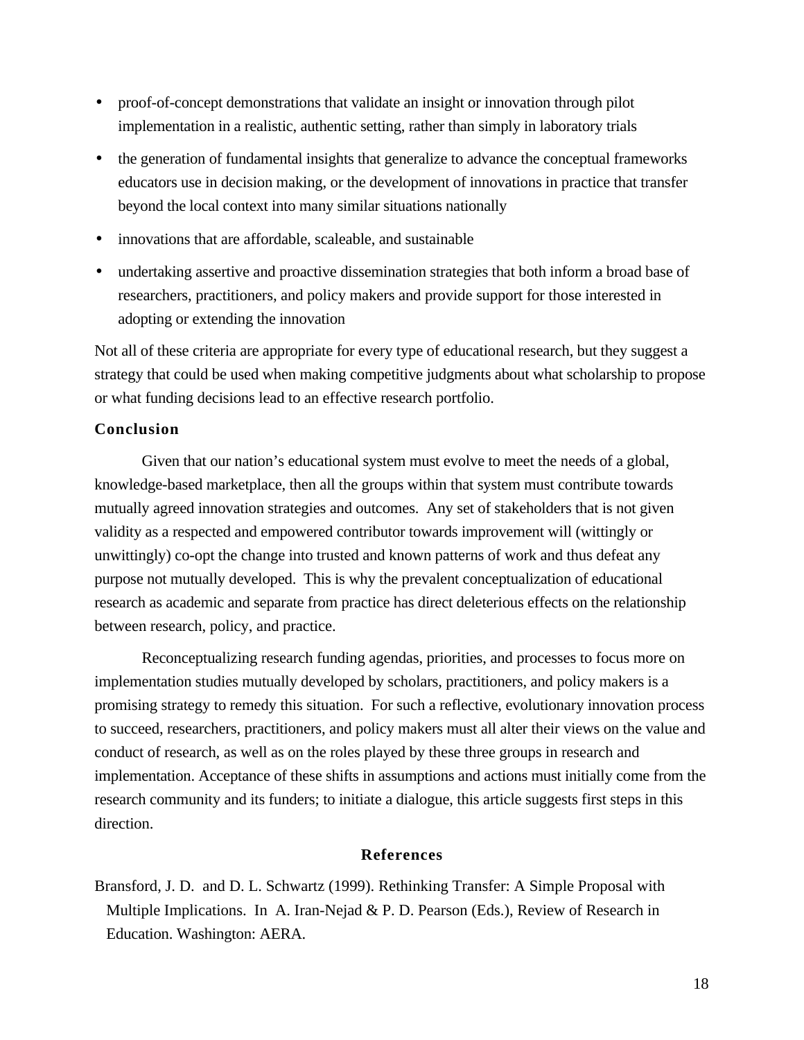- proof-of-concept demonstrations that validate an insight or innovation through pilot implementation in a realistic, authentic setting, rather than simply in laboratory trials
- the generation of fundamental insights that generalize to advance the conceptual frameworks educators use in decision making, or the development of innovations in practice that transfer beyond the local context into many similar situations nationally
- innovations that are affordable, scaleable, and sustainable
- undertaking assertive and proactive dissemination strategies that both inform a broad base of researchers, practitioners, and policy makers and provide support for those interested in adopting or extending the innovation

Not all of these criteria are appropriate for every type of educational research, but they suggest a strategy that could be used when making competitive judgments about what scholarship to propose or what funding decisions lead to an effective research portfolio.

### Conclusion

Given that our nation's educational system must evolve to meet the needs of a global, knowledge-based marketplace, then all the groups within that system must contribute towards mutually agreed innovation strategies and outcomes. Any set of stakeholders that is not given validity as a respected and empowered contributor towards improvement will (wittingly or unwittingly) co-opt the change into trusted and known patterns of work and thus defeat any purpose not mutually developed. This is why the prevalent conceptualization of educational research as academic and separate from practice has direct deleterious effects on the relationship between research, policy, and practice.

Reconceptualizing research funding agendas, priorities, and processes to focus more on implementation studies mutually developed by scholars, practitioners, and policy makers is a promising strategy to remedy this situation. For such a reflective, evolutionary innovation process to succeed, researchers, practitioners, and policy makers must all alter their views on the value and conduct of research, as well as on the roles played by these three groups in research and implementation. Acceptance of these shifts in assumptions and actions must initially come from the research community and its funders; to initiate a dialogue, this article suggests first steps in this direction.

## References

Bransford, J. D. and D. L. Schwartz (1999). Rethinking Transfer: A Simple Proposal with Multiple Implications. In A. Iran-Nejad & P. D. Pearson (Eds.), Review of Research in Education. Washington: AERA.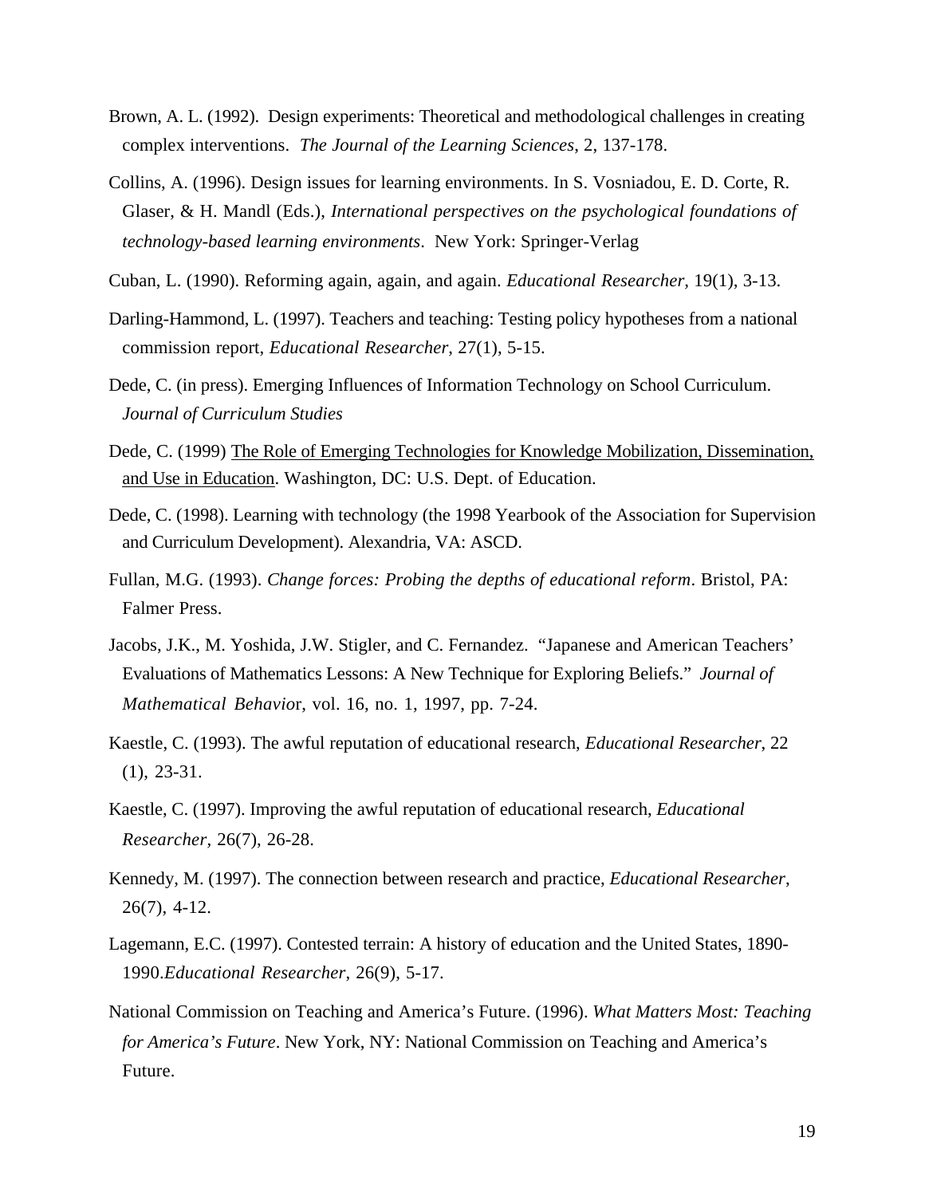Brown, A. L. (1992). Design experiments: Theoretical and methodological challenges in creating complex interventions. *The Journal of the Learning Sciences*, 2, 137-178.

Collins, A. (1996). Design issues for learning environments. In S. Vosniadou, E. D. Corte, R. Glaser, & H. Mandl (Eds.), *International perspectives on the psychological foundations of technology-based learning environments*. New York: Springer-Verlag

Cuban, L. (1990). Reforming again, again, and again. *Educational Researcher*, 19(1), 3-13.

Darling-Hammond, L. (1997). Teachers and teaching: Testing policy hypotheses from a national commission report, *Educational Researcher*, 27(1), 5-15.

Dede, C. (in press). Emerging Influences of Information Technology on School Curriculum. *Journal of Curriculum Studies*

Dede, C. (1999) The Role of Emerging Technologies for Knowledge Mobilization, Dissemination, and Use in Education. Washington, DC: U.S. Dept. of Education.

Dede, C. (1998). Learning with technology (the 1998 Yearbook of the Association for Supervision and Curriculum Development). Alexandria, VA: ASCD.

Fullan, M.G. (1993). *Change forces: Probing the depths of educational reform*. Bristol, PA: Falmer Press.

Jacobs, J.K., M. Yoshida, J.W. Stigler, and C. Fernandez. "Japanese and American Teachers' Evaluations of Mathematics Lessons: A New Technique for Exploring Beliefs." *Journal of Mathematical Behavior*, vol. 16, no. 1, 1997, pp. 7-24.

Kaestle, C. (1993). The awful reputation of educational research, *Educational Researcher*, 22 (1), 23-31.

Kaestle, C. (1997). Improving the awful reputation of educational research, *Educational Researcher*, 26(7), 26-28.

Kennedy, M. (1997). The connection between research and practice, *Educational Researcher*, 26(7), 4-12.

Lagemann, E.C. (1997). Contested terrain: A history of education and the United States, 1890-1990.*Educational Researcher*, 26(9), 5-17.

National Commission on Teaching and America's Future. (1996). *What Matters Most: Teaching for America's Future*. New York, NY: National Commission on Teaching and America's Future.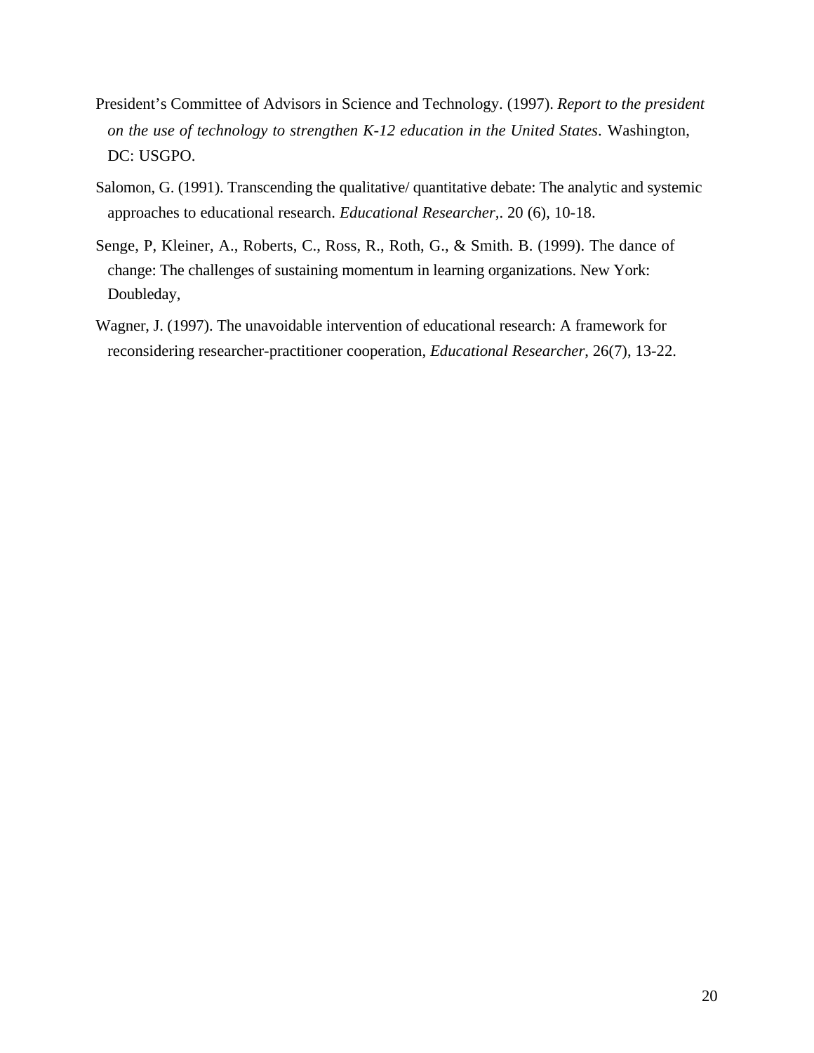President's Committee of Advisors in Science and Technology. (1997). *Report to the president on the use of technology to strengthen K-12 education in the United States*. Washington, DC: USGPO.

Salomon, G. (1991). Transcending the qualitative/ quantitative debate: The analytic and systemic approaches to educational research. *Educational Researcher,*. 20 (6), 10-18.

Senge, P, Kleiner, A., Roberts, C., Ross, R., Roth, G., & Smith. B. (1999). The dance of change: The challenges of sustaining momentum in learning organizations. New York: Doubleday,

Wagner, J. (1997). The unavoidable intervention of educational research: A framework for reconsidering researcher-practitioner cooperation, *Educational Researcher*, 26(7), 13-22.